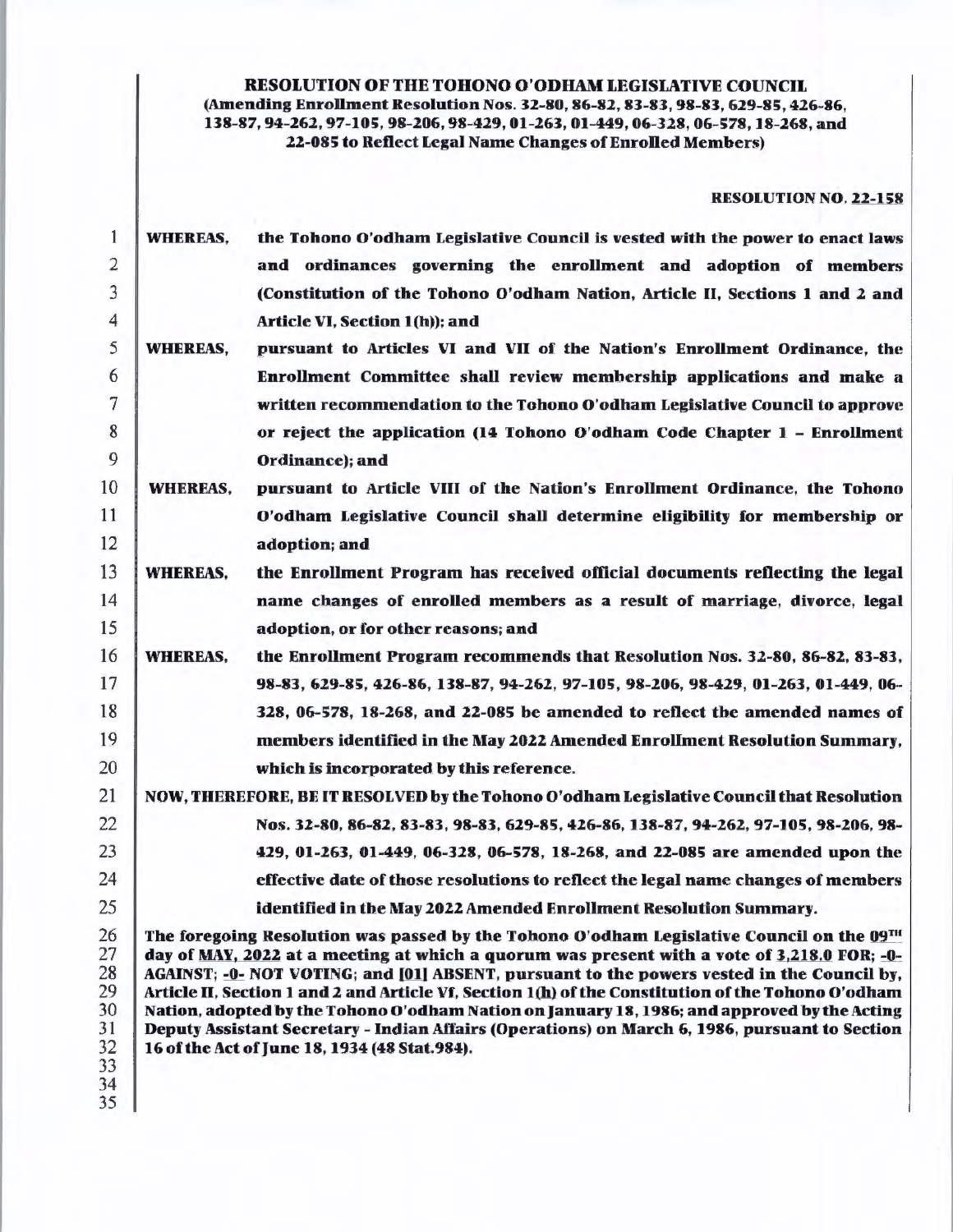**RESOLUTION OF THE TOHONO O'ODHAM LEGISLATIVE COUNCIL**
**(Amending Enrollment Resolution Nos. 32-80, 86-82, 83-83, 98-83, 629-85, 426-86, 138-87, 94-262, 97-105, 98-206, 98-429, 01-263, 01-449, 06-328, 06-578, 18-268, and 22-085 to Reflect Legal Name Changes of Enrolled Members)**

**RESOLUTION NO. 22-158**

**WHEREAS,** the Tohono O'odham Legislative Council is vested with the power to enact laws and ordinances governing the enrollment and adoption of members (Constitution of the Tohono O'odham Nation, Article II, Sections 1 and 2 and Article VI, Section 1(h)); and

**WHEREAS,** pursuant to Articles VI and VII of the Nation's Enrollment Ordinance, the Enrollment Committee shall review membership applications and make a written recommendation to the Tohono O'odham Legislative Council to approve or reject the application (14 Tohono O'odham Code Chapter 1 – Enrollment Ordinance); and

**WHEREAS,** pursuant to Article VIII of the Nation's Enrollment Ordinance, the Tohono O'odham Legislative Council shall determine eligibility for membership or adoption; and

**WHEREAS,** the Enrollment Program has received official documents reflecting the legal name changes of enrolled members as a result of marriage, divorce, legal adoption, or for other reasons; and

**WHEREAS,** the Enrollment Program recommends that Resolution Nos. 32-80, 86-82, 83-83, 98-83, 629-85, 426-86, 138-87, 94-262, 97-105, 98-206, 98-429, 01-263, 01-449, 06-328, 06-578, 18-268, and 22-085 be amended to reflect the amended names of members identified in the May 2022 Amended Enrollment Resolution Summary, which is incorporated by this reference.

**NOW, THEREFORE, BE IT RESOLVED** by the Tohono O'odham Legislative Council that Resolution Nos. 32-80, 86-82, 83-83, 98-83, 629-85, 426-86, 138-87, 94-262, 97-105, 98-206, 98-429, 01-263, 01-449, 06-328, 06-578, 18-268, and 22-085 are amended upon the effective date of those resolutions to reflect the legal name changes of members identified in the May 2022 Amended Enrollment Resolution Summary.

The foregoing Resolution was passed by the Tohono O'odham Legislative Council on the 09TH day of MAY, 2022 at a meeting at which a quorum was present with a vote of 3,218.0 FOR; -0- AGAINST; -0- NOT VOTING; and [01] ABSENT, pursuant to the powers vested in the Council by, Article II, Section 1 and 2 and Article VI, Section 1(h) of the Constitution of the Tohono O'odham Nation, adopted by the Tohono O'odham Nation on January 18, 1986; and approved by the Acting Deputy Assistant Secretary - Indian Affairs (Operations) on March 6, 1986, pursuant to Section 16 of the Act of June 18, 1934 (48 Stat.984).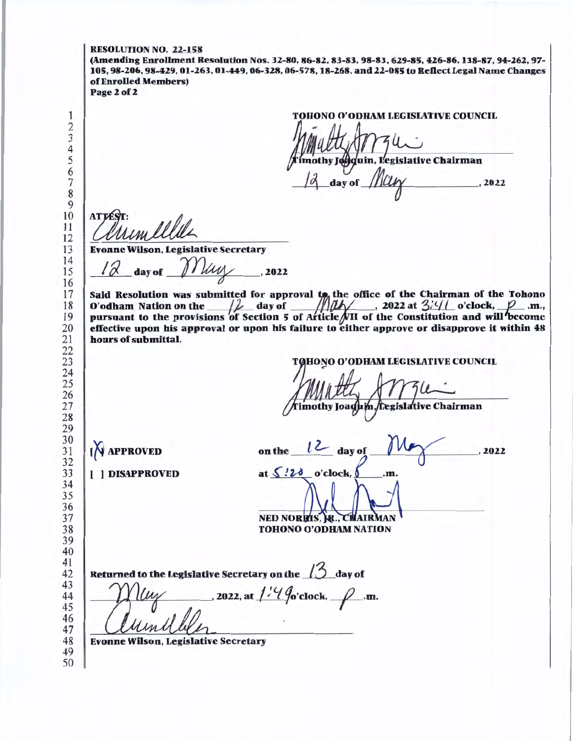**RESOLUTION NO. 22-158**
**(Amending Enrollment Resolution Nos. 32-80, 86-82, 83-83, 98-83, 629-85, 426-86, 138-87, 94-262, 97-105, 98-206, 98-429, 01-263, 01-449, 06-328, 06-578, 18-268, and 22-085 to Reflect Legal Name Changes of Enrolled Members)**
**Page 2 of 2**

**TOHONO O'ODHAM LEGISLATIVE COUNCIL**

Timothy Joaquin, Legislative Chairman

12 day of May, 2022

**ATTEST:**

Evonne Wilson, Legislative Secretary

12 day of May, 2022

**Said Resolution was submitted for approval to the office of the Chairman of the Tohono O'odham Nation on the 12 day of May, 2022 at 3:41 o'clock, P .m., pursuant to the provisions of Section 5 of Article VII of the Constitution and will become effective upon his approval or upon his failure to either approve or disapprove it within 48 hours of submittal.**

**TOHONO O'ODHAM LEGISLATIVE COUNCIL**

Timothy Joaquin, Legislative Chairman

[X] **APPROVED** on the 12 day of May, 2022

[ ] **DISAPPROVED** at 5:20 o'clock, P .m.

**NED NORRIS, JR., CHAIRMAN**
**TOHONO O'ODHAM NATION**

**Returned to the Legislative Secretary on the 13 day of May, 2022, at 1:49 o'clock, P .m.**

**Evonne Wilson, Legislative Secretary**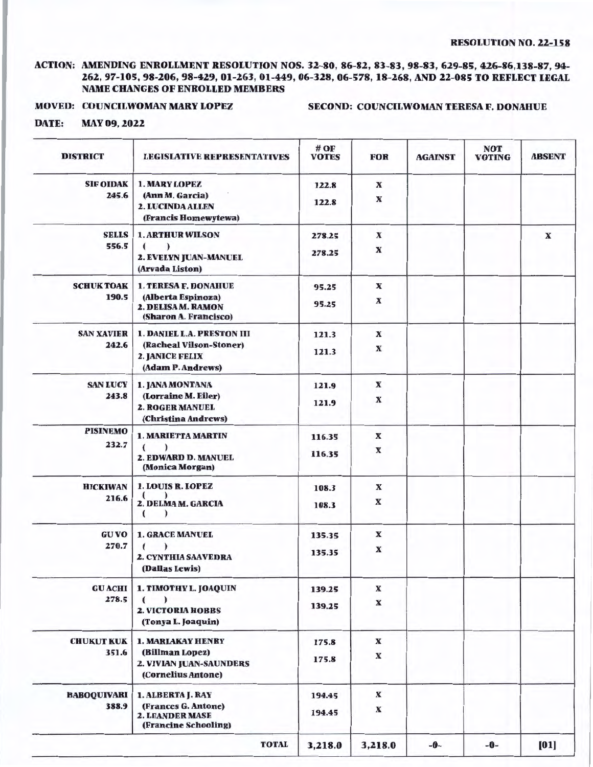**RESOLUTION NO. 22-158**

**ACTION: AMENDING ENROLLMENT RESOLUTION NOS. 32-80, 86-82, 83-83, 98-83, 629-85, 426-86,138-87, 94-262, 97-105, 98-206, 98-429, 01-263, 01-449, 06-328, 06-578, 18-268, AND 22-085 TO REFLECT LEGAL NAME CHANGES OF ENROLLED MEMBERS**

**MOVED: COUNCILWOMAN MARY LOPEZ** **SECOND: COUNCILWOMAN TERESA F. DONAHUE**

**DATE: MAY 09, 2022**

| DISTRICT | LEGISLATIVE REPRESENTATIVES | # OF VOTES | FOR | AGAINST | NOT VOTING | ABSENT |
|---|---|---|---|---|---|---|
| SIF OIDAK 245.6 | 1. MARY LOPEZ (Ann M. Garcia) 2. LUCINDA ALLEN (Francis Homewytewa) | 122.8 122.8 | X X | | | |
| SELLS 556.5 | 1. ARTHUR WILSON ( ) 2. EVELYN JUAN-MANUEL (Arvada Liston) | 278.25 278.25 | X X | | | X |
| SCHUK TOAK 190.5 | 1. TERESA F. DONAHUE (Alberta Espinoza) 2. DELISA M. RAMON (Sharon A. Francisco) | 95.25 95.25 | X X | | | |
| SAN XAVIER 242.6 | 1. DANIEL L.A. PRESTON III (Racheal Vilson-Stoner) 2. JANICE FELIX (Adam P. Andrews) | 121.3 121.3 | X X | | | |
| SAN LUCY 243.8 | 1. JANA MONTANA (Lorraine M. Eiler) 2. ROGER MANUEL (Christina Andrews) | 121.9 121.9 | X X | | | |
| PISINEMO 232.7 | 1. MARIETTA MARTIN ( ) 2. EDWARD D. MANUEL (Monica Morgan) | 116.35 116.35 | X X | | | |
| HICKIWAN 216.6 | 1. LOUIS R. LOPEZ ( ) 2. DELMA M. GARCIA ( ) | 108.3 108.3 | X X | | | |
| GU VO 270.7 | 1. GRACE MANUEL ( ) 2. CYNTHIA SAAVEDRA (Dallas Lewis) | 135.35 135.35 | X X | | | |
| GU ACHI 278.5 | 1. TIMOTHY L. JOAQUIN ( ) 2. VICTORIA HOBBS (Tonya L. Joaquin) | 139.25 139.25 | X X | | | |
| CHUKUT KUK 351.6 | 1. MARIAKAY HENRY (Billman Lopez) 2. VIVIAN JUAN-SAUNDERS (Cornelius Antone) | 175.8 175.8 | X X | | | |
| BABOQUIVARI 388.9 | 1. ALBERTA J. RAY (Frances G. Antone) 2. LEANDER MASE (Francine Schooling) | 194.45 194.45 | X X | | | |
| | TOTAL | 3,218.0 | 3,218.0 | -0- | -0- | [01] |